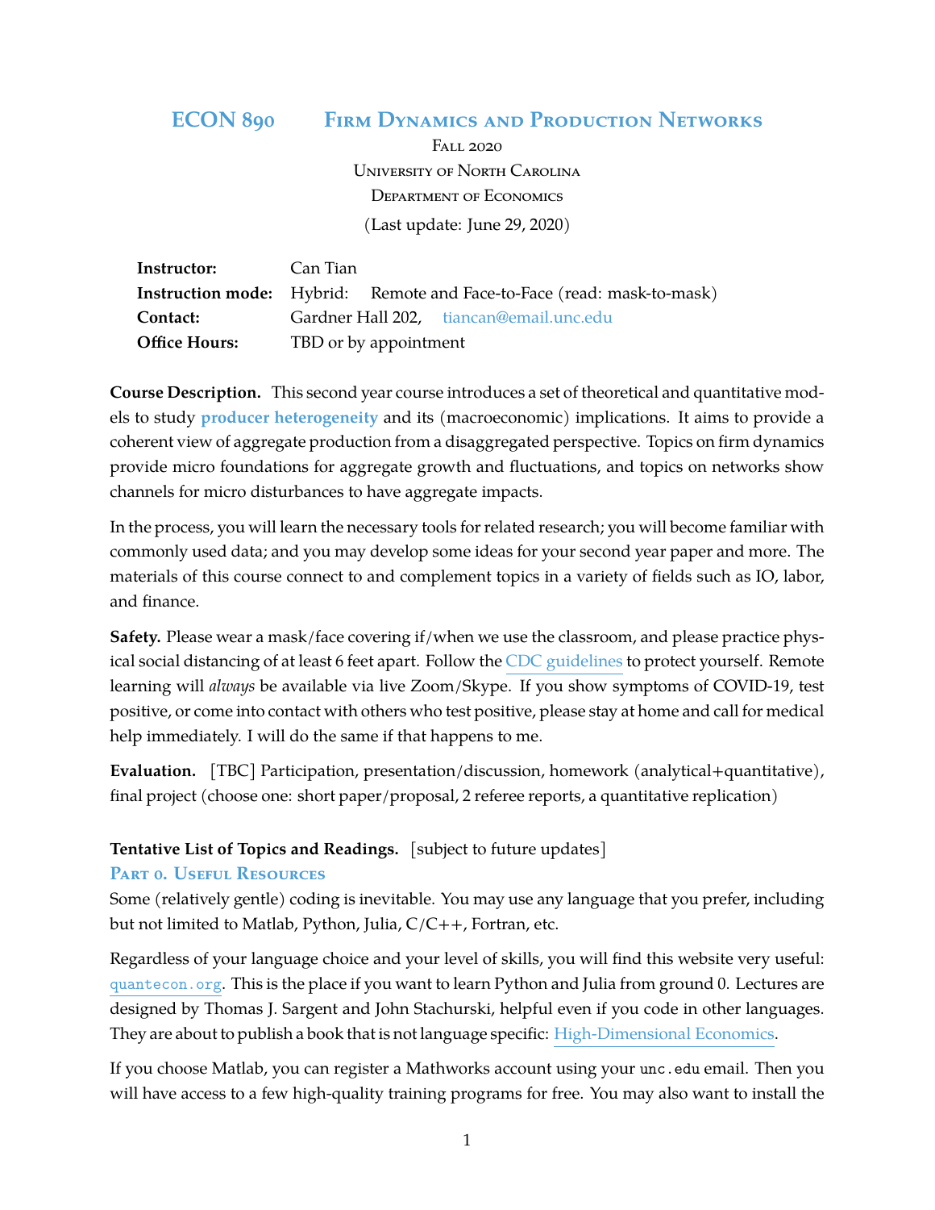# ECON 890 Firm Dynamics and Production Networks

Fall 2020
University of North Carolina
Department of Economics
(Last update: June 29, 2020)

| | |
|---|---|
| **Instructor:** | Can Tian |
| **Instruction mode:** | Hybrid: Remote and Face-to-Face (read: mask-to-mask) |
| **Contact:** | Gardner Hall 202, tiancan@email.unc.edu |
| **Office Hours:** | TBD or by appointment |

**Course Description.** This second year course introduces a set of theoretical and quantitative models to study **producer heterogeneity** and its (macroeconomic) implications. It aims to provide a coherent view of aggregate production from a disaggregated perspective. Topics on firm dynamics provide micro foundations for aggregate growth and fluctuations, and topics on networks show channels for micro disturbances to have aggregate impacts.

In the process, you will learn the necessary tools for related research; you will become familiar with commonly used data; and you may develop some ideas for your second year paper and more. The materials of this course connect to and complement topics in a variety of fields such as IO, labor, and finance.

**Safety.** Please wear a mask/face covering if/when we use the classroom, and please practice physical social distancing of at least 6 feet apart. Follow the CDC guidelines to protect yourself. Remote learning will *always* be available via live Zoom/Skype. If you show symptoms of COVID-19, test positive, or come into contact with others who test positive, please stay at home and call for medical help immediately. I will do the same if that happens to me.

**Evaluation.** [TBC] Participation, presentation/discussion, homework (analytical+quantitative), final project (choose one: short paper/proposal, 2 referee reports, a quantitative replication)

**Tentative List of Topics and Readings.** [subject to future updates]

## Part 0. Useful Resources

Some (relatively gentle) coding is inevitable. You may use any language that you prefer, including but not limited to Matlab, Python, Julia, C/C++, Fortran, etc.

Regardless of your language choice and your level of skills, you will find this website very useful: `quantecon.org`. This is the place if you want to learn Python and Julia from ground 0. Lectures are designed by Thomas J. Sargent and John Stachurski, helpful even if you code in other languages. They are about to publish a book that is not language specific: High-Dimensional Economics.

If you choose Matlab, you can register a Mathworks account using your `unc.edu` email. Then you will have access to a few high-quality training programs for free. You may also want to install the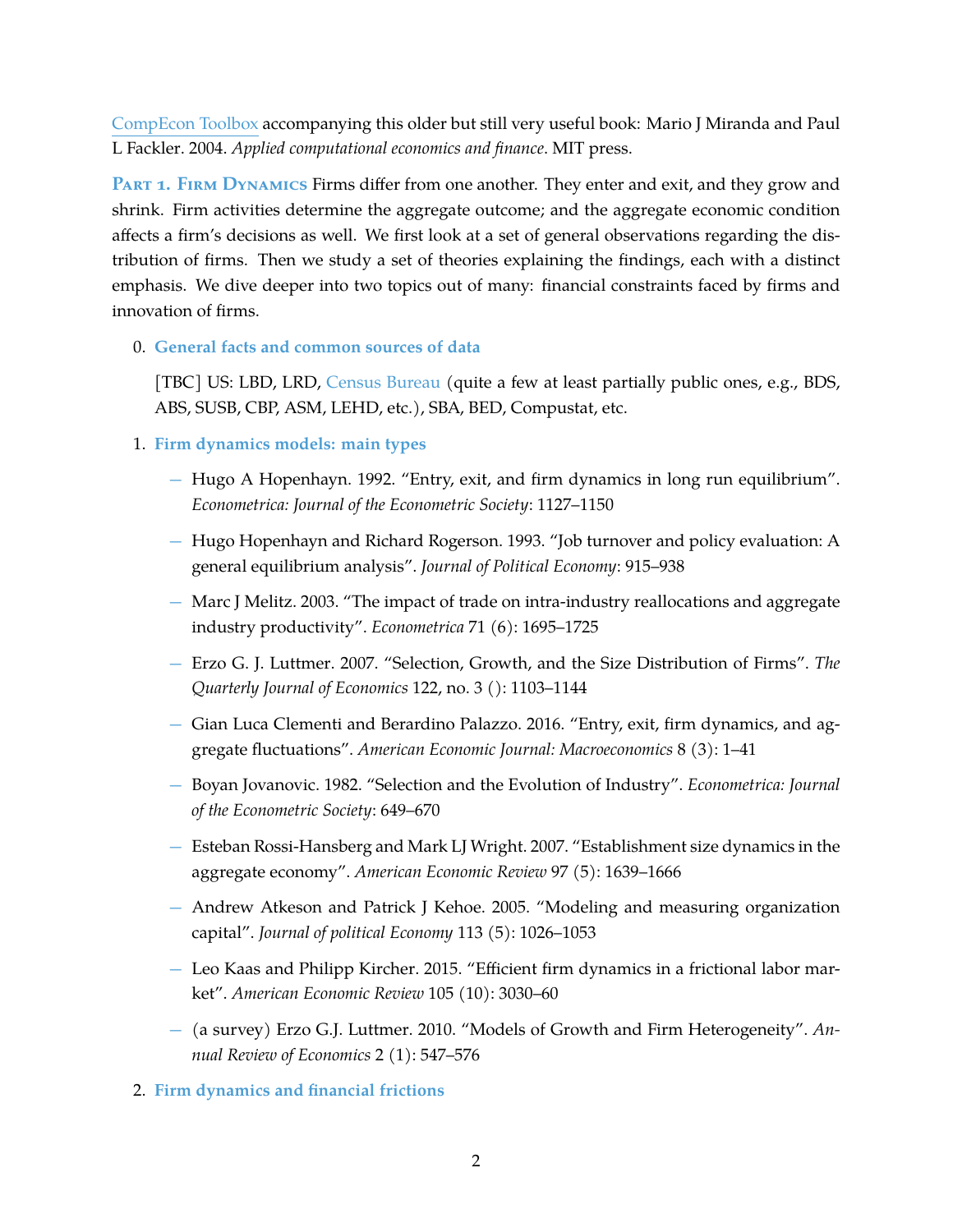CompEcon Toolbox accompanying this older but still very useful book: Mario J Miranda and Paul L Fackler. 2004. *Applied computational economics and finance*. MIT press.

**Part 1. Firm Dynamics** Firms differ from one another. They enter and exit, and they grow and shrink. Firm activities determine the aggregate outcome; and the aggregate economic condition affects a firm's decisions as well. We first look at a set of general observations regarding the distribution of firms. Then we study a set of theories explaining the findings, each with a distinct emphasis. We dive deeper into two topics out of many: financial constraints faced by firms and innovation of firms.

0. **General facts and common sources of data**

   [TBC] US: LBD, LRD, Census Bureau (quite a few at least partially public ones, e.g., BDS, ABS, SUSB, CBP, ASM, LEHD, etc.), SBA, BED, Compustat, etc.

1. **Firm dynamics models: main types**

   – Hugo A Hopenhayn. 1992. "Entry, exit, and firm dynamics in long run equilibrium". *Econometrica: Journal of the Econometric Society*: 1127–1150

   – Hugo Hopenhayn and Richard Rogerson. 1993. "Job turnover and policy evaluation: A general equilibrium analysis". *Journal of Political Economy*: 915–938

   – Marc J Melitz. 2003. "The impact of trade on intra-industry reallocations and aggregate industry productivity". *Econometrica* 71 (6): 1695–1725

   – Erzo G. J. Luttmer. 2007. "Selection, Growth, and the Size Distribution of Firms". *The Quarterly Journal of Economics* 122, no. 3 (): 1103–1144

   – Gian Luca Clementi and Berardino Palazzo. 2016. "Entry, exit, firm dynamics, and aggregate fluctuations". *American Economic Journal: Macroeconomics* 8 (3): 1–41

   – Boyan Jovanovic. 1982. "Selection and the Evolution of Industry". *Econometrica: Journal of the Econometric Society*: 649–670

   – Esteban Rossi-Hansberg and Mark LJ Wright. 2007. "Establishment size dynamics in the aggregate economy". *American Economic Review* 97 (5): 1639–1666

   – Andrew Atkeson and Patrick J Kehoe. 2005. "Modeling and measuring organization capital". *Journal of political Economy* 113 (5): 1026–1053

   – Leo Kaas and Philipp Kircher. 2015. "Efficient firm dynamics in a frictional labor market". *American Economic Review* 105 (10): 3030–60

   – (a survey) Erzo G.J. Luttmer. 2010. "Models of Growth and Firm Heterogeneity". *Annual Review of Economics* 2 (1): 547–576

2. **Firm dynamics and financial frictions**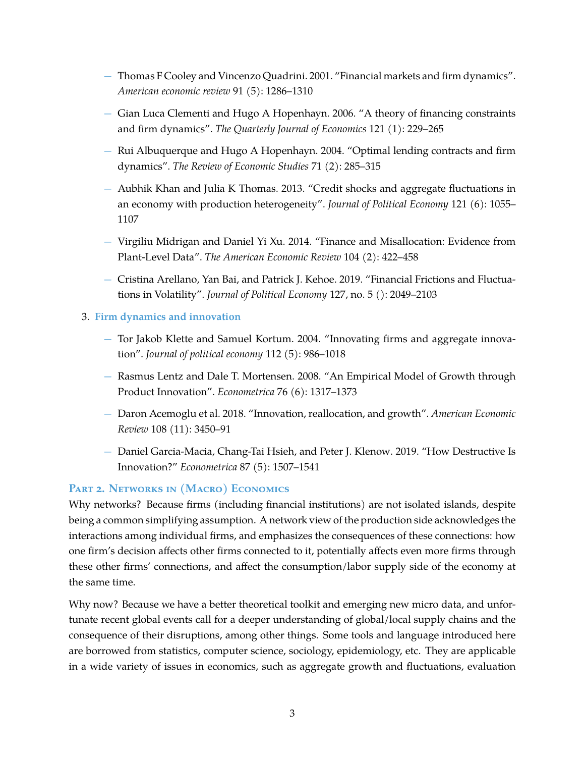- Thomas F Cooley and Vincenzo Quadrini. 2001. "Financial markets and firm dynamics". *American economic review* 91 (5): 1286–1310
- Gian Luca Clementi and Hugo A Hopenhayn. 2006. "A theory of financing constraints and firm dynamics". *The Quarterly Journal of Economics* 121 (1): 229–265
- Rui Albuquerque and Hugo A Hopenhayn. 2004. "Optimal lending contracts and firm dynamics". *The Review of Economic Studies* 71 (2): 285–315
- Aubhik Khan and Julia K Thomas. 2013. "Credit shocks and aggregate fluctuations in an economy with production heterogeneity". *Journal of Political Economy* 121 (6): 1055–1107
- Virgiliu Midrigan and Daniel Yi Xu. 2014. "Finance and Misallocation: Evidence from Plant-Level Data". *The American Economic Review* 104 (2): 422–458
- Cristina Arellano, Yan Bai, and Patrick J. Kehoe. 2019. "Financial Frictions and Fluctuations in Volatility". *Journal of Political Economy* 127, no. 5 (): 2049–2103

3. **Firm dynamics and innovation**

   - Tor Jakob Klette and Samuel Kortum. 2004. "Innovating firms and aggregate innovation". *Journal of political economy* 112 (5): 986–1018
   - Rasmus Lentz and Dale T. Mortensen. 2008. "An Empirical Model of Growth through Product Innovation". *Econometrica* 76 (6): 1317–1373
   - Daron Acemoglu et al. 2018. "Innovation, reallocation, and growth". *American Economic Review* 108 (11): 3450–91
   - Daniel Garcia-Macia, Chang-Tai Hsieh, and Peter J. Klenow. 2019. "How Destructive Is Innovation?" *Econometrica* 87 (5): 1507–1541

## Part 2. Networks in (Macro) Economics

Why networks? Because firms (including financial institutions) are not isolated islands, despite being a common simplifying assumption. A network view of the production side acknowledges the interactions among individual firms, and emphasizes the consequences of these connections: how one firm's decision affects other firms connected to it, potentially affects even more firms through these other firms' connections, and affect the consumption/labor supply side of the economy at the same time.

Why now? Because we have a better theoretical toolkit and emerging new micro data, and unfortunate recent global events call for a deeper understanding of global/local supply chains and the consequence of their disruptions, among other things. Some tools and language introduced here are borrowed from statistics, computer science, sociology, epidemiology, etc. They are applicable in a wide variety of issues in economics, such as aggregate growth and fluctuations, evaluation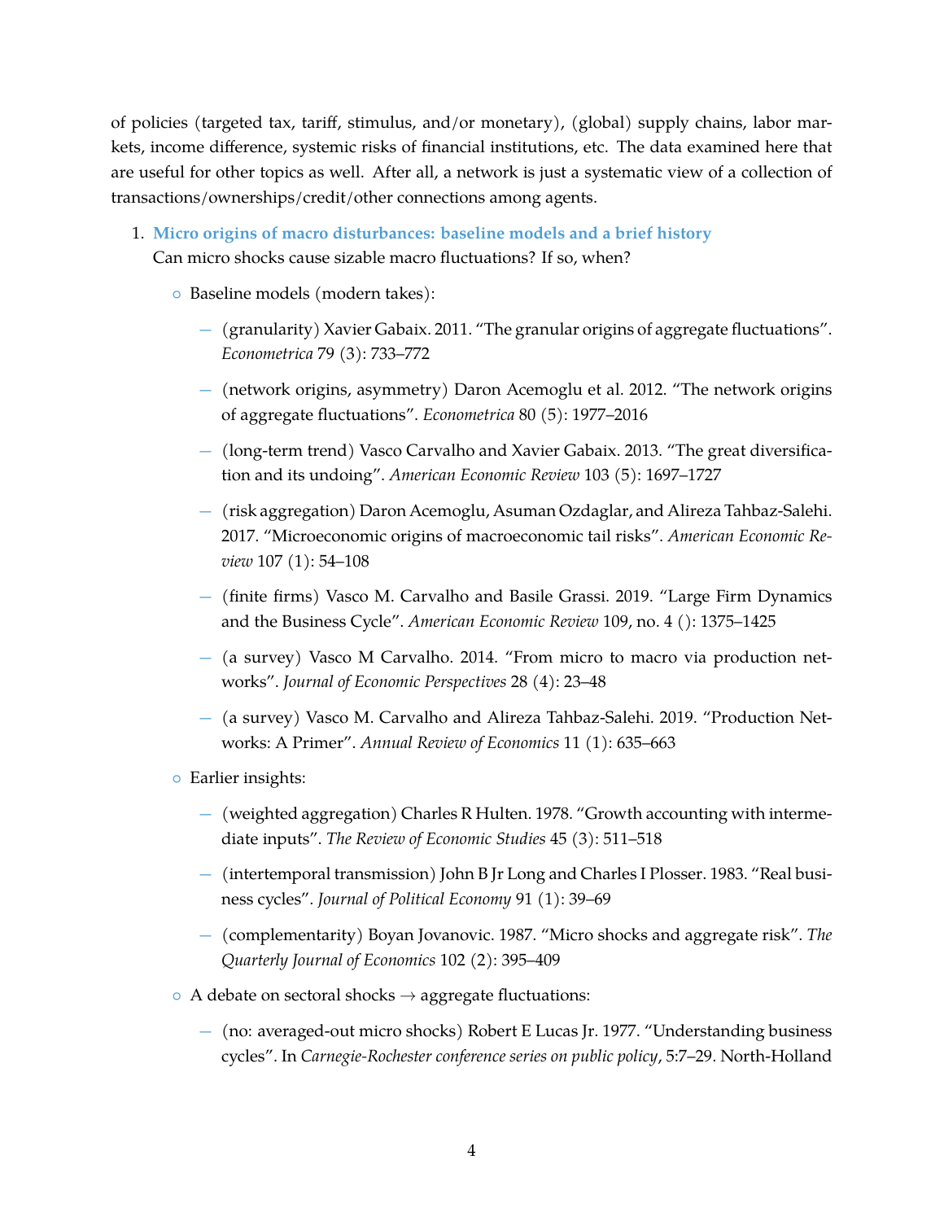of policies (targeted tax, tariff, stimulus, and/or monetary), (global) supply chains, labor markets, income difference, systemic risks of financial institutions, etc. The data examined here that are useful for other topics as well. After all, a network is just a systematic view of a collection of transactions/ownerships/credit/other connections among agents.

1. **Micro origins of macro disturbances: baseline models and a brief history**
   Can micro shocks cause sizable macro fluctuations? If so, when?

   - Baseline models (modern takes):
     - (granularity) Xavier Gabaix. 2011. "The granular origins of aggregate fluctuations". *Econometrica* 79 (3): 733–772
     - (network origins, asymmetry) Daron Acemoglu et al. 2012. "The network origins of aggregate fluctuations". *Econometrica* 80 (5): 1977–2016
     - (long-term trend) Vasco Carvalho and Xavier Gabaix. 2013. "The great diversification and its undoing". *American Economic Review* 103 (5): 1697–1727
     - (risk aggregation) Daron Acemoglu, Asuman Ozdaglar, and Alireza Tahbaz-Salehi. 2017. "Microeconomic origins of macroeconomic tail risks". *American Economic Review* 107 (1): 54–108
     - (finite firms) Vasco M. Carvalho and Basile Grassi. 2019. "Large Firm Dynamics and the Business Cycle". *American Economic Review* 109, no. 4 (): 1375–1425
     - (a survey) Vasco M Carvalho. 2014. "From micro to macro via production networks". *Journal of Economic Perspectives* 28 (4): 23–48
     - (a survey) Vasco M. Carvalho and Alireza Tahbaz-Salehi. 2019. "Production Networks: A Primer". *Annual Review of Economics* 11 (1): 635–663
   - Earlier insights:
     - (weighted aggregation) Charles R Hulten. 1978. "Growth accounting with intermediate inputs". *The Review of Economic Studies* 45 (3): 511–518
     - (intertemporal transmission) John B Jr Long and Charles I Plosser. 1983. "Real business cycles". *Journal of Political Economy* 91 (1): 39–69
     - (complementarity) Boyan Jovanovic. 1987. "Micro shocks and aggregate risk". *The Quarterly Journal of Economics* 102 (2): 395–409
   - A debate on sectoral shocks → aggregate fluctuations:
     - (no: averaged-out micro shocks) Robert E Lucas Jr. 1977. "Understanding business cycles". In *Carnegie-Rochester conference series on public policy*, 5:7–29. North-Holland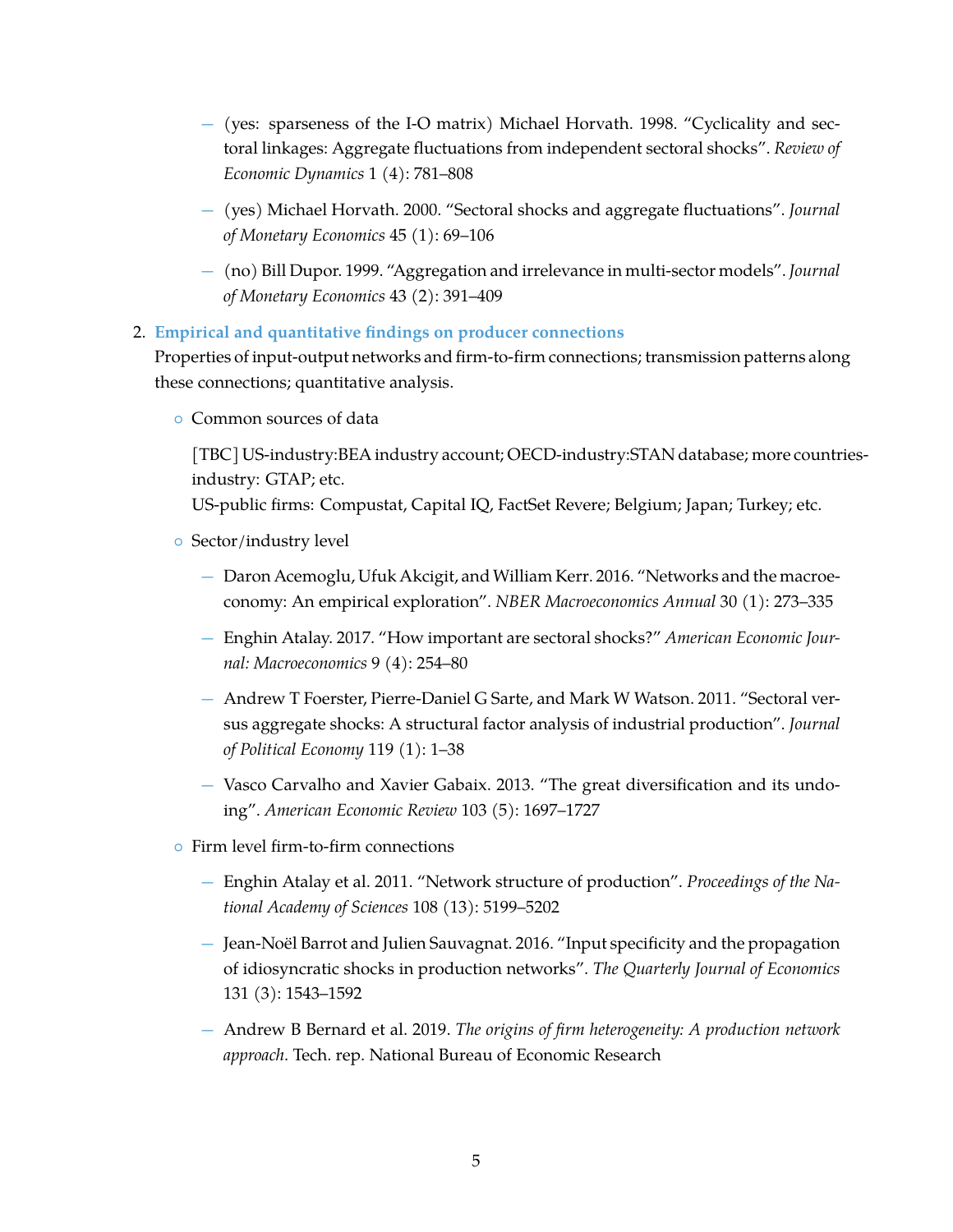- (yes: sparseness of the I-O matrix) Michael Horvath. 1998. "Cyclicality and sectoral linkages: Aggregate fluctuations from independent sectoral shocks". *Review of Economic Dynamics* 1 (4): 781–808
- (yes) Michael Horvath. 2000. "Sectoral shocks and aggregate fluctuations". *Journal of Monetary Economics* 45 (1): 69–106
- (no) Bill Dupor. 1999. "Aggregation and irrelevance in multi-sector models". *Journal of Monetary Economics* 43 (2): 391–409

2. **Empirical and quantitative findings on producer connections**

   Properties of input-output networks and firm-to-firm connections; transmission patterns along these connections; quantitative analysis.

   - Common sources of data

     [TBC] US-industry:BEA industry account; OECD-industry:STAN database; more countries-industry: GTAP; etc.
     US-public firms: Compustat, Capital IQ, FactSet Revere; Belgium; Japan; Turkey; etc.

   - Sector/industry level
     - Daron Acemoglu, Ufuk Akcigit, and William Kerr. 2016. "Networks and the macroeconomy: An empirical exploration". *NBER Macroeconomics Annual* 30 (1): 273–335
     - Enghin Atalay. 2017. "How important are sectoral shocks?" *American Economic Journal: Macroeconomics* 9 (4): 254–80
     - Andrew T Foerster, Pierre-Daniel G Sarte, and Mark W Watson. 2011. "Sectoral versus aggregate shocks: A structural factor analysis of industrial production". *Journal of Political Economy* 119 (1): 1–38
     - Vasco Carvalho and Xavier Gabaix. 2013. "The great diversification and its undoing". *American Economic Review* 103 (5): 1697–1727

   - Firm level firm-to-firm connections
     - Enghin Atalay et al. 2011. "Network structure of production". *Proceedings of the National Academy of Sciences* 108 (13): 5199–5202
     - Jean-Noël Barrot and Julien Sauvagnat. 2016. "Input specificity and the propagation of idiosyncratic shocks in production networks". *The Quarterly Journal of Economics* 131 (3): 1543–1592
     - Andrew B Bernard et al. 2019. *The origins of firm heterogeneity: A production network approach*. Tech. rep. National Bureau of Economic Research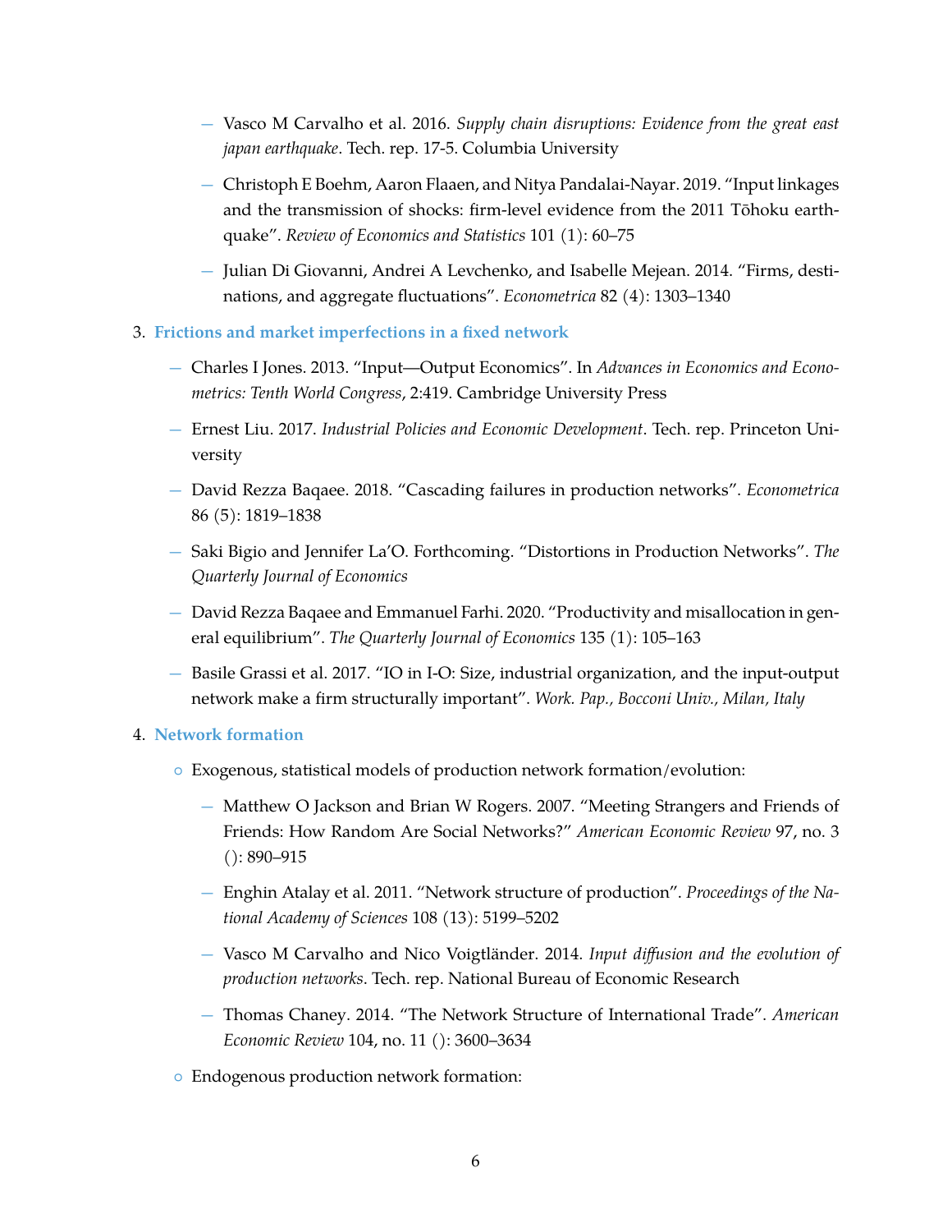- Vasco M Carvalho et al. 2016. *Supply chain disruptions: Evidence from the great east japan earthquake*. Tech. rep. 17-5. Columbia University
  - Christoph E Boehm, Aaron Flaaen, and Nitya Pandalai-Nayar. 2019. "Input linkages and the transmission of shocks: firm-level evidence from the 2011 Tōhoku earthquake". *Review of Economics and Statistics* 101 (1): 60–75
  - Julian Di Giovanni, Andrei A Levchenko, and Isabelle Mejean. 2014. "Firms, destinations, and aggregate fluctuations". *Econometrica* 82 (4): 1303–1340

3. **Frictions and market imperfections in a fixed network**
   - Charles I Jones. 2013. "Input—Output Economics". In *Advances in Economics and Econometrics: Tenth World Congress*, 2:419. Cambridge University Press
   - Ernest Liu. 2017. *Industrial Policies and Economic Development*. Tech. rep. Princeton University
   - David Rezza Baqaee. 2018. "Cascading failures in production networks". *Econometrica* 86 (5): 1819–1838
   - Saki Bigio and Jennifer La'O. Forthcoming. "Distortions in Production Networks". *The Quarterly Journal of Economics*
   - David Rezza Baqaee and Emmanuel Farhi. 2020. "Productivity and misallocation in general equilibrium". *The Quarterly Journal of Economics* 135 (1): 105–163
   - Basile Grassi et al. 2017. "IO in I-O: Size, industrial organization, and the input-output network make a firm structurally important". *Work. Pap., Bocconi Univ., Milan, Italy*

4. **Network formation**
   - Exogenous, statistical models of production network formation/evolution:
     - Matthew O Jackson and Brian W Rogers. 2007. "Meeting Strangers and Friends of Friends: How Random Are Social Networks?" *American Economic Review* 97, no. 3 (): 890–915
     - Enghin Atalay et al. 2011. "Network structure of production". *Proceedings of the National Academy of Sciences* 108 (13): 5199–5202
     - Vasco M Carvalho and Nico Voigtländer. 2014. *Input diffusion and the evolution of production networks*. Tech. rep. National Bureau of Economic Research
     - Thomas Chaney. 2014. "The Network Structure of International Trade". *American Economic Review* 104, no. 11 (): 3600–3634
   - Endogenous production network formation: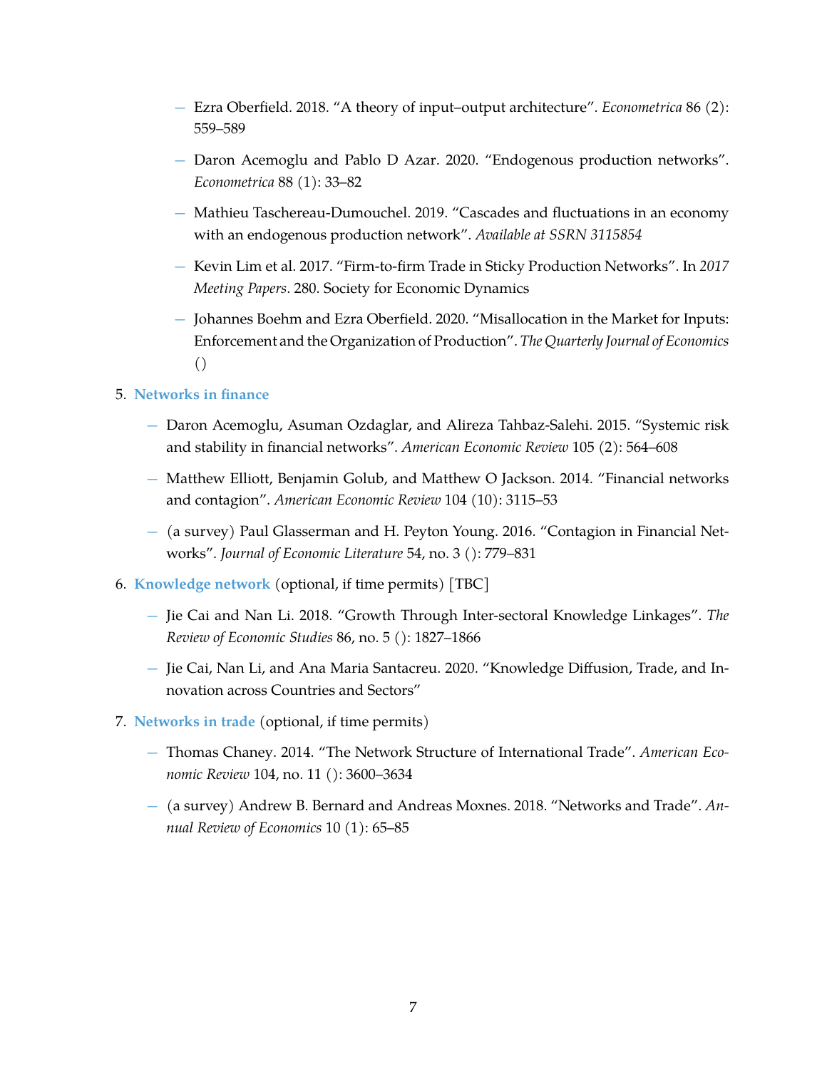- Ezra Oberfield. 2018. “A theory of input–output architecture”. *Econometrica* 86 (2): 559–589
   - Daron Acemoglu and Pablo D Azar. 2020. “Endogenous production networks”. *Econometrica* 88 (1): 33–82
   - Mathieu Taschereau-Dumouchel. 2019. “Cascades and fluctuations in an economy with an endogenous production network”. *Available at SSRN 3115854*
   - Kevin Lim et al. 2017. “Firm-to-firm Trade in Sticky Production Networks”. In *2017 Meeting Papers*. 280. Society for Economic Dynamics
   - Johannes Boehm and Ezra Oberfield. 2020. “Misallocation in the Market for Inputs: Enforcement and the Organization of Production”. *The Quarterly Journal of Economics* ()

5. **Networks in finance**
   - Daron Acemoglu, Asuman Ozdaglar, and Alireza Tahbaz-Salehi. 2015. “Systemic risk and stability in financial networks”. *American Economic Review* 105 (2): 564–608
   - Matthew Elliott, Benjamin Golub, and Matthew O Jackson. 2014. “Financial networks and contagion”. *American Economic Review* 104 (10): 3115–53
   - (a survey) Paul Glasserman and H. Peyton Young. 2016. “Contagion in Financial Networks”. *Journal of Economic Literature* 54, no. 3 (): 779–831

6. **Knowledge network** (optional, if time permits) [TBC]
   - Jie Cai and Nan Li. 2018. “Growth Through Inter-sectoral Knowledge Linkages”. *The Review of Economic Studies* 86, no. 5 (): 1827–1866
   - Jie Cai, Nan Li, and Ana Maria Santacreu. 2020. “Knowledge Diffusion, Trade, and Innovation across Countries and Sectors”

7. **Networks in trade** (optional, if time permits)
   - Thomas Chaney. 2014. “The Network Structure of International Trade”. *American Economic Review* 104, no. 11 (): 3600–3634
   - (a survey) Andrew B. Bernard and Andreas Moxnes. 2018. “Networks and Trade”. *Annual Review of Economics* 10 (1): 65–85